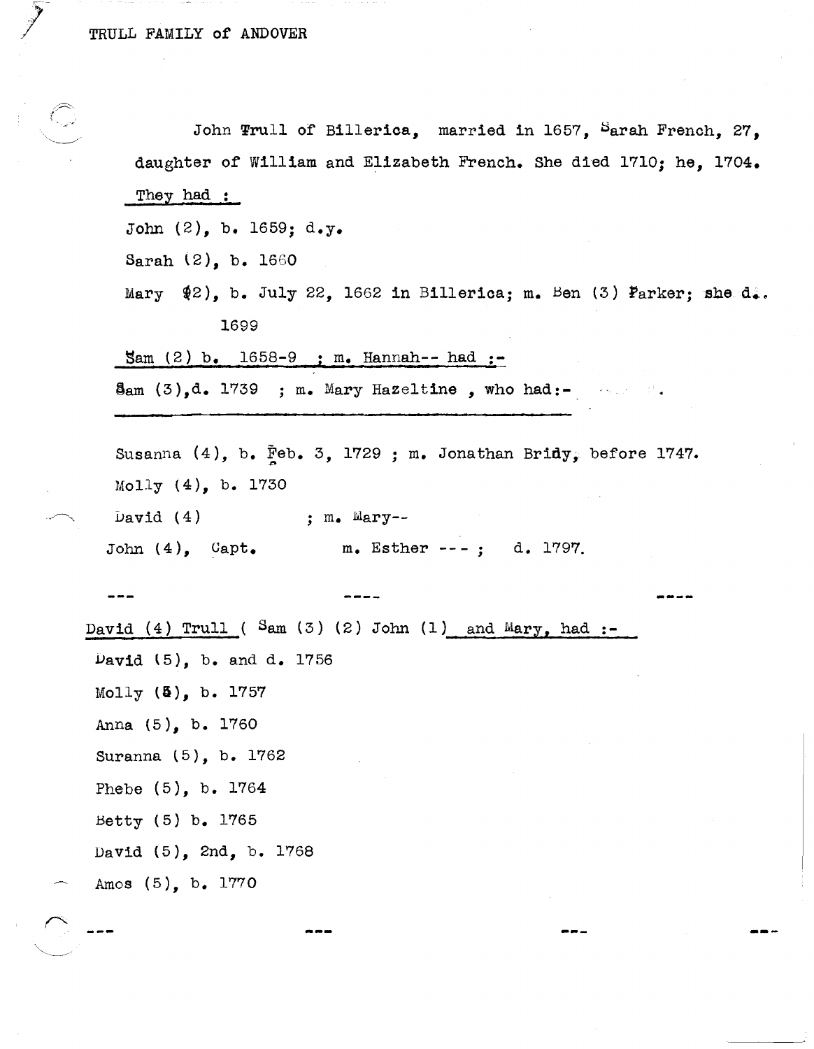TRULL FAMILY of ANDOVER

John Trull of Billerica, married in 1657, Sarah French, 27, daughter of William and Elizabeth French. She died 1710; he, 1704.

They had :

John (2), b. 1659; d.y.

Sarah (2), b. 1660

Mary (2), b. July 22, 1662 in Billerica; m. Ben (3) Parker; she d. 1699

Sam (2) b. 1658-9 ; m. Hannah-- had :-

Sam (3), d. 1739 ; m. Mary Hazeltine , who had:-

Susanna (4), b. Feb. 3, 1729 ; m. Jonathan Bridy, before 1747.

Molly (4), b. 1730

David (4) ; m. Mary--

John (4), Capt. m. Esther --- ; d. 1797.

--- ---- ----

David (4) Trull ( Sam (3) (2) John (1) and Mary, had :-

David (5), b. and d. 1756

Molly (5), b. 1757

Anna (5), b. 1760

Suranna (5), b. 1762

Phebe (5), b. 1764

Betty (5) b. 1765

David (5), 2nd, b. 1768

Amos (5), b. 1770

--- --- --- ---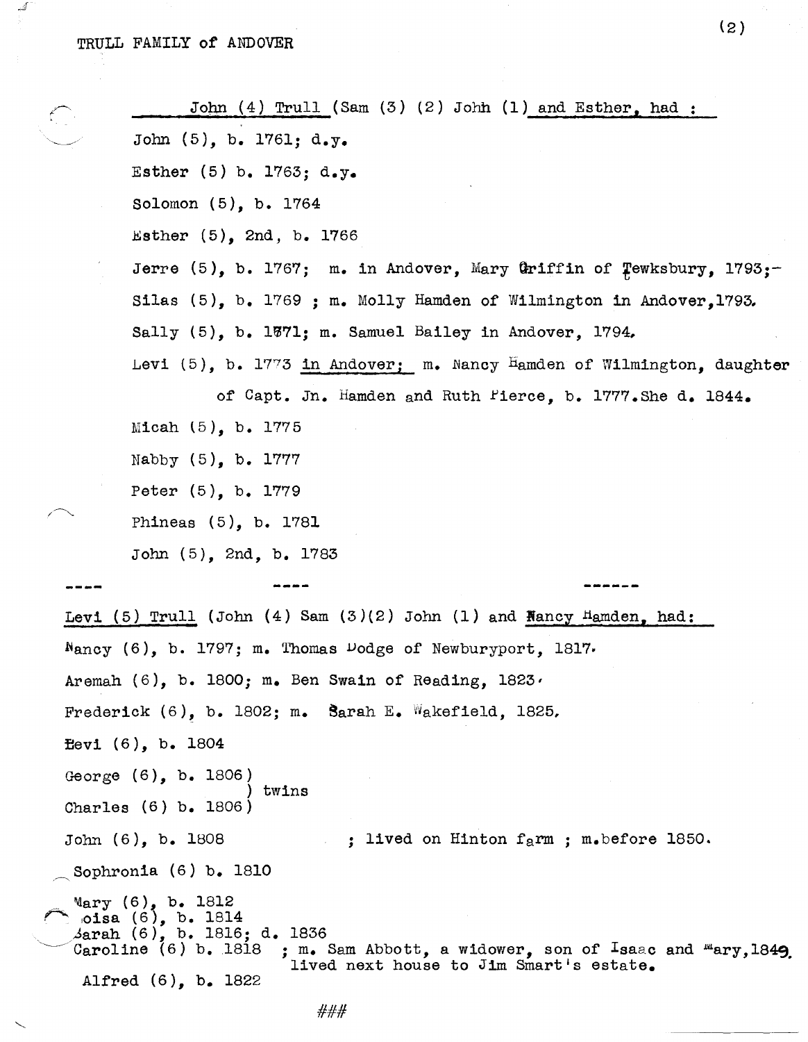TRULL FAMILY of ANDOVER

John (4) Trull (Sam (3) (2) John (1) and Esther, had :

John (5), b. 1761; d.y.

Esther (5) b. 1763; d.y.

Solomon (5), b. 1764

Esther (5), 2nd, b. 1766

Jerre (5), b. 1767; m. in Andover, Mary Griffin of Tewksbury, 1793;-

Silas (5), b. 1769 ; m. Molly Hamden of Wilmington in Andover, 1793.

Sally (5), b. 1771; m. Samuel Bailey in Andover, 1794.

Levi (5), b. 1773 in Andover; m. Nancy Hamden of Wilmington, daughter of Capt. Jn. Hamden and Ruth Pierce, b. 1777. She d. 1844.

Micah (5), b. 1775

Nabby (5), b. 1777

Peter (5), b. 1779

Phineas (5), b. 1781

John (5), 2nd, b. 1783

---

Levi (5) Trull (John (4) Sam (3)(2) John (1) and Nancy Hamden, had:

Nancy (6), b. 1797; m. Thomas Dodge of Newburyport, 1817.

Aremah (6), b. 1800; m. Ben Swain of Reading, 1823.

Frederick (6), b. 1802; m. Sarah E. Wakefield, 1825.

Levi (6), b. 1804

George (6), b. 1806) twins
Charles (6) b. 1806)

John (6), b. 1808 ; lived on Hinton farm ; m. before 1850.

Sophronia (6) b. 1810

Mary (6), b. 1812

Loisa (6), b. 1814

Sarah (6), b. 1816; d. 1836

Caroline (6) b. 1818 ; m. Sam Abbott, a widower, son of Isaac and Mary, 1849. lived next house to Jim Smart's estate.

Alfred (6), b. 1822

###